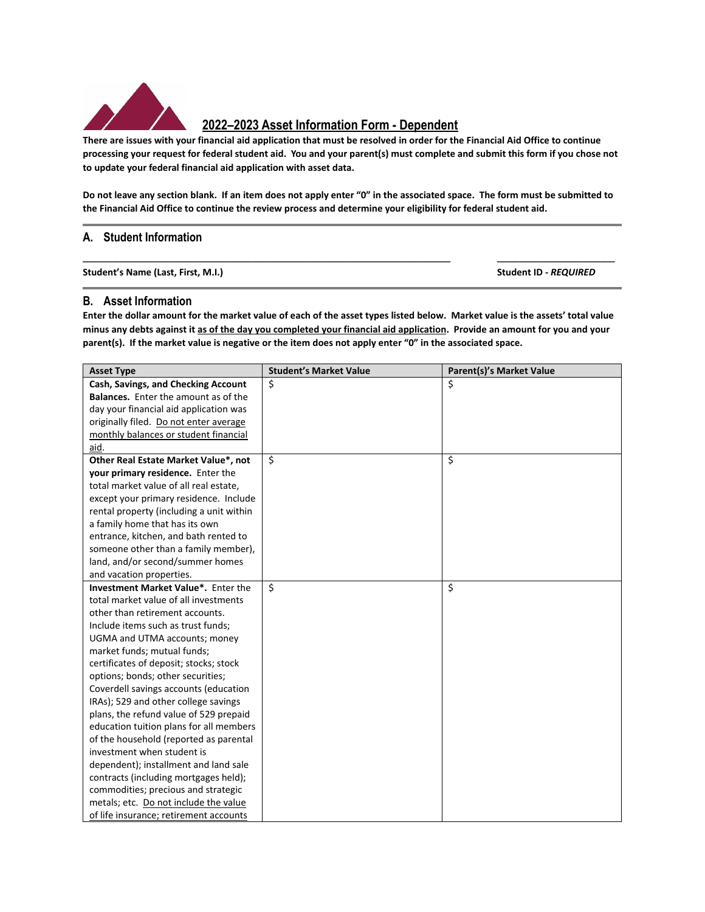# 2022–2023 Asset Information Form - Dependent

**There are issues with your financial aid application that must be resolved in order for the Financial Aid Office to continue processing your request for federal student aid. You and your parent(s) must complete and submit this form if you chose not to update your federal financial aid application with asset data.**

**Do not leave any section blank. If an item does not apply enter "0" in the associated space. The form must be submitted to the Financial Aid Office to continue the review process and determine your eligibility for federal student aid.**

## A. Student Information

______________________________________________________________________ ______________________

**Student's Name (Last, First, M.I.)** **Student ID - *REQUIRED***

## B. Asset Information

**Enter the dollar amount for the market value of each of the asset types listed below. Market value is the assets' total value minus any debts against it as of the day you completed your financial aid application. Provide an amount for you and your parent(s). If the market value is negative or the item does not apply enter "0" in the associated space.**

| Asset Type | Student's Market Value | Parent(s)'s Market Value |
|---|---|---|
| **Cash, Savings, and Checking Account Balances.** Enter the amount as of the day your financial aid application was originally filed. Do not enter average monthly balances or student financial aid. | $ | $ |
| **Other Real Estate Market Value\*, not your primary residence.** Enter the total market value of all real estate, except your primary residence. Include rental property (including a unit within a family home that has its own entrance, kitchen, and bath rented to someone other than a family member), land, and/or second/summer homes and vacation properties. | $ | $ |
| **Investment Market Value\*.** Enter the total market value of all investments other than retirement accounts. Include items such as trust funds; UGMA and UTMA accounts; money market funds; mutual funds; certificates of deposit; stocks; stock options; bonds; other securities; Coverdell savings accounts (education IRAs); 529 and other college savings plans, the refund value of 529 prepaid education tuition plans for all members of the household (reported as parental investment when student is dependent); installment and land sale contracts (including mortgages held); commodities; precious and strategic metals; etc. Do not include the value of life insurance; retirement accounts | $ | $ |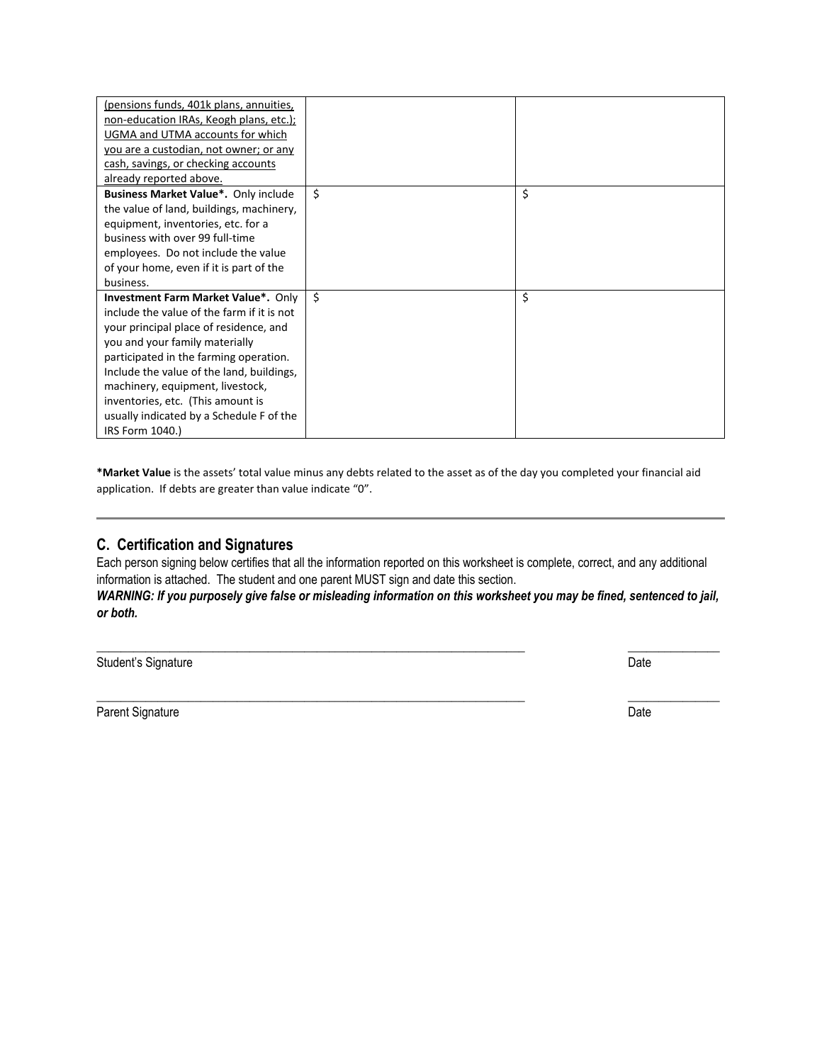| | | |
|---|---|---|
| (pensions funds, 401k plans, annuities, non-education IRAs, Keogh plans, etc.); UGMA and UTMA accounts for which you are a custodian, not owner; or any cash, savings, or checking accounts already reported above. | | |
| **Business Market Value*.** Only include the value of land, buildings, machinery, equipment, inventories, etc. for a business with over 99 full-time employees. Do not include the value of your home, even if it is part of the business. | $ | $ |
| **Investment Farm Market Value*.** Only include the value of the farm if it is not your principal place of residence, and you and your family materially participated in the farming operation. Include the value of the land, buildings, machinery, equipment, livestock, inventories, etc. (This amount is usually indicated by a Schedule F of the IRS Form 1040.) | $ | $ |

***Market Value** is the assets' total value minus any debts related to the asset as of the day you completed your financial aid application. If debts are greater than value indicate "0".

---

## C. Certification and Signatures

Each person signing below certifies that all the information reported on this worksheet is complete, correct, and any additional information is attached. The student and one parent MUST sign and date this section.

***WARNING: If you purposely give false or misleading information on this worksheet you may be fined, sentenced to jail, or both.***

\_\_\_\_\_\_\_\_\_\_\_\_\_\_\_\_\_\_\_\_\_\_\_\_\_\_\_\_\_\_\_\_\_\_\_\_\_\_\_\_\_\_\_\_\_\_\_\_ \_\_\_\_\_\_\_\_\_\_\_\_\_\_

Student's Signature Date

\_\_\_\_\_\_\_\_\_\_\_\_\_\_\_\_\_\_\_\_\_\_\_\_\_\_\_\_\_\_\_\_\_\_\_\_\_\_\_\_\_\_\_\_\_\_\_\_ \_\_\_\_\_\_\_\_\_\_\_\_\_\_

Parent Signature Date